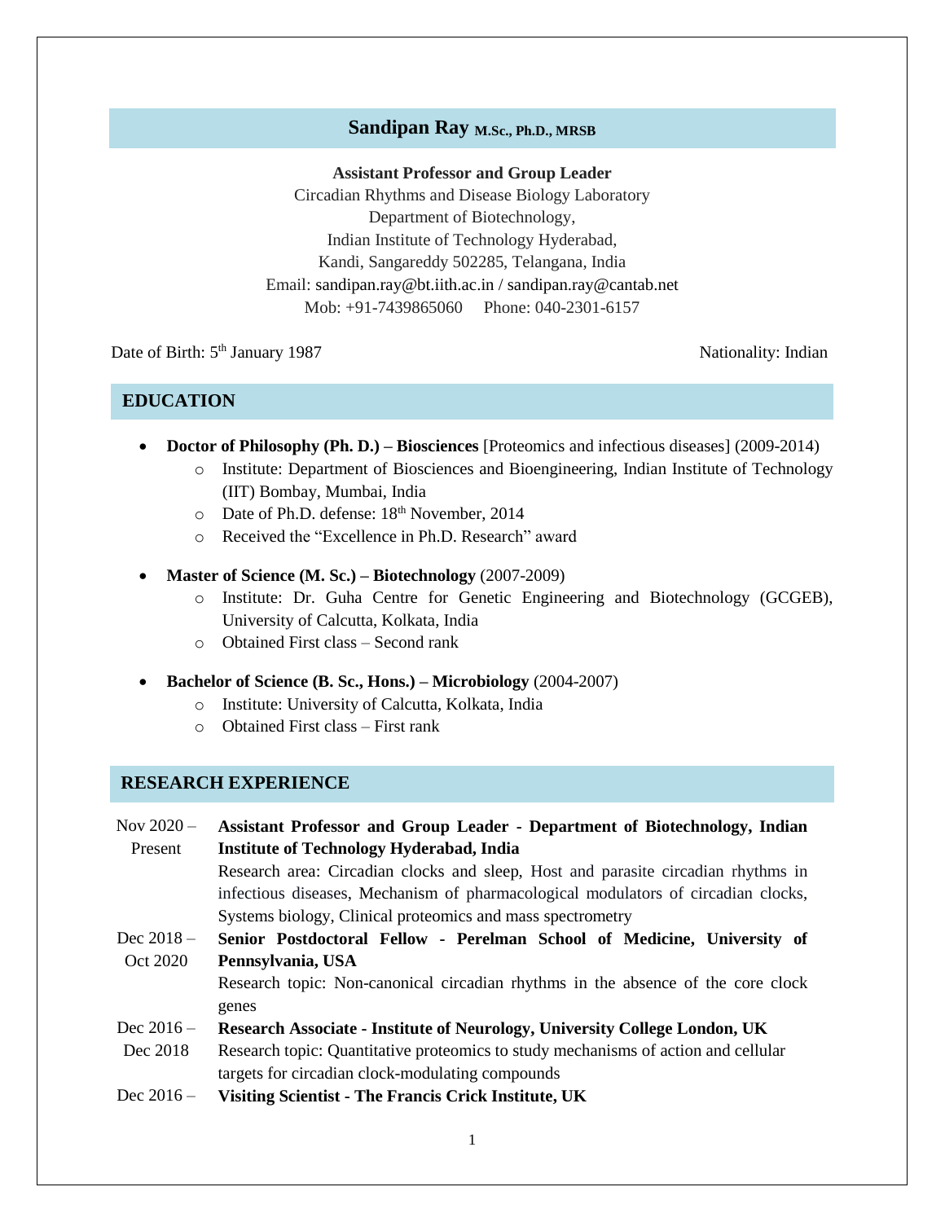# Sandipan Ray M.Sc., Ph.D., MRSB

**Assistant Professor and Group Leader**
Circadian Rhythms and Disease Biology Laboratory
Department of Biotechnology,
Indian Institute of Technology Hyderabad,
Kandi, Sangareddy 502285, Telangana, India
Email: sandipan.ray@bt.iith.ac.in / sandipan.ray@cantab.net
Mob: +91-7439865060 Phone: 040-2301-6157

Date of Birth: 5th January 1987

Nationality: Indian

## EDUCATION

- **Doctor of Philosophy (Ph. D.) – Biosciences** [Proteomics and infectious diseases] (2009-2014)
  - Institute: Department of Biosciences and Bioengineering, Indian Institute of Technology (IIT) Bombay, Mumbai, India
  - Date of Ph.D. defense: 18th November, 2014
  - Received the "Excellence in Ph.D. Research" award

- **Master of Science (M. Sc.) – Biotechnology** (2007-2009)
  - Institute: Dr. Guha Centre for Genetic Engineering and Biotechnology (GCGEB), University of Calcutta, Kolkata, India
  - Obtained First class – Second rank

- **Bachelor of Science (B. Sc., Hons.) – Microbiology** (2004-2007)
  - Institute: University of Calcutta, Kolkata, India
  - Obtained First class – First rank

## RESEARCH EXPERIENCE

| | |
|---|---|
| Nov 2020 – Present | **Assistant Professor and Group Leader - Department of Biotechnology, Indian Institute of Technology Hyderabad, India** <br> Research area: Circadian clocks and sleep, Host and parasite circadian rhythms in infectious diseases, Mechanism of pharmacological modulators of circadian clocks, Systems biology, Clinical proteomics and mass spectrometry |
| Dec 2018 – Oct 2020 | **Senior Postdoctoral Fellow - Perelman School of Medicine, University of Pennsylvania, USA** <br> Research topic: Non-canonical circadian rhythms in the absence of the core clock genes |
| Dec 2016 – Dec 2018 | **Research Associate - Institute of Neurology, University College London, UK** <br> Research topic: Quantitative proteomics to study mechanisms of action and cellular targets for circadian clock-modulating compounds |
| Dec 2016 – | **Visiting Scientist - The Francis Crick Institute, UK** |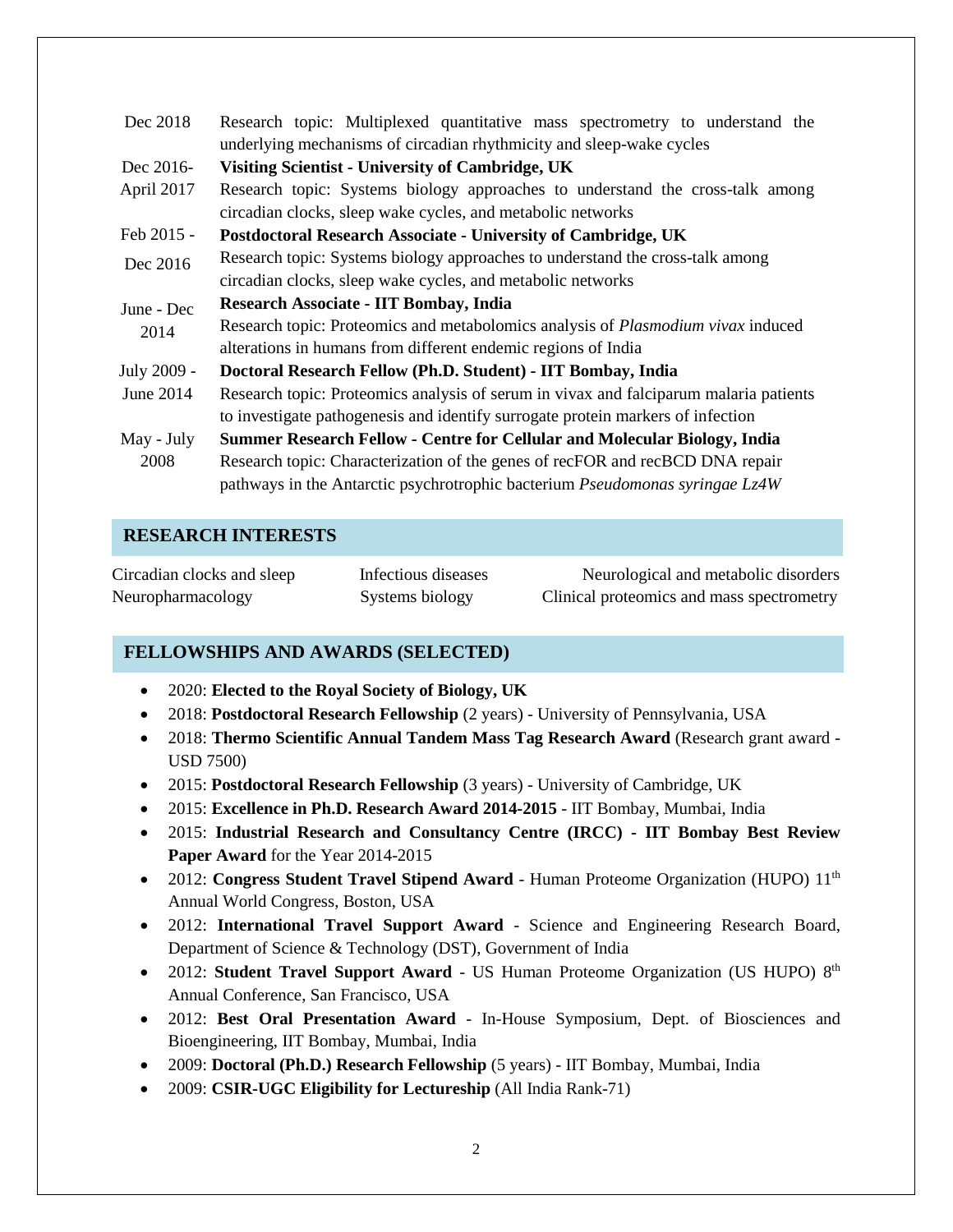| | |
|---|---|
| Dec 2018 | Research topic: Multiplexed quantitative mass spectrometry to understand the underlying mechanisms of circadian rhythmicity and sleep-wake cycles |
| Dec 2016- April 2017 | **Visiting Scientist - University of Cambridge, UK**<br>Research topic: Systems biology approaches to understand the cross-talk among circadian clocks, sleep wake cycles, and metabolic networks |
| Feb 2015 - Dec 2016 | **Postdoctoral Research Associate - University of Cambridge, UK**<br>Research topic: Systems biology approaches to understand the cross-talk among circadian clocks, sleep wake cycles, and metabolic networks |
| June - Dec 2014 | **Research Associate - IIT Bombay, India**<br>Research topic: Proteomics and metabolomics analysis of *Plasmodium vivax* induced alterations in humans from different endemic regions of India |
| July 2009 - June 2014 | **Doctoral Research Fellow (Ph.D. Student) - IIT Bombay, India**<br>Research topic: Proteomics analysis of serum in vivax and falciparum malaria patients to investigate pathogenesis and identify surrogate protein markers of infection |
| May - July 2008 | **Summer Research Fellow - Centre for Cellular and Molecular Biology, India**<br>Research topic: Characterization of the genes of recFOR and recBCD DNA repair pathways in the Antarctic psychrotrophic bacterium *Pseudomonas syringae Lz4W* |

## RESEARCH INTERESTS

Circadian clocks and sleep
Infectious diseases
Neurological and metabolic disorders
Neuropharmacology
Systems biology
Clinical proteomics and mass spectrometry

## FELLOWSHIPS AND AWARDS (SELECTED)

- 2020: **Elected to the Royal Society of Biology, UK**
- 2018: **Postdoctoral Research Fellowship** (2 years) - University of Pennsylvania, USA
- 2018: **Thermo Scientific Annual Tandem Mass Tag Research Award** (Research grant award - USD 7500)
- 2015: **Postdoctoral Research Fellowship** (3 years) - University of Cambridge, UK
- 2015: **Excellence in Ph.D. Research Award 2014-2015** - IIT Bombay, Mumbai, India
- 2015: **Industrial Research and Consultancy Centre (IRCC) - IIT Bombay Best Review Paper Award** for the Year 2014-2015
- 2012: **Congress Student Travel Stipend Award** - Human Proteome Organization (HUPO) 11th Annual World Congress, Boston, USA
- 2012: **International Travel Support Award** - Science and Engineering Research Board, Department of Science & Technology (DST), Government of India
- 2012: **Student Travel Support Award** - US Human Proteome Organization (US HUPO) 8th Annual Conference, San Francisco, USA
- 2012: **Best Oral Presentation Award** - In-House Symposium, Dept. of Biosciences and Bioengineering, IIT Bombay, Mumbai, India
- 2009: **Doctoral (Ph.D.) Research Fellowship** (5 years) - IIT Bombay, Mumbai, India
- 2009: **CSIR-UGC Eligibility for Lectureship** (All India Rank-71)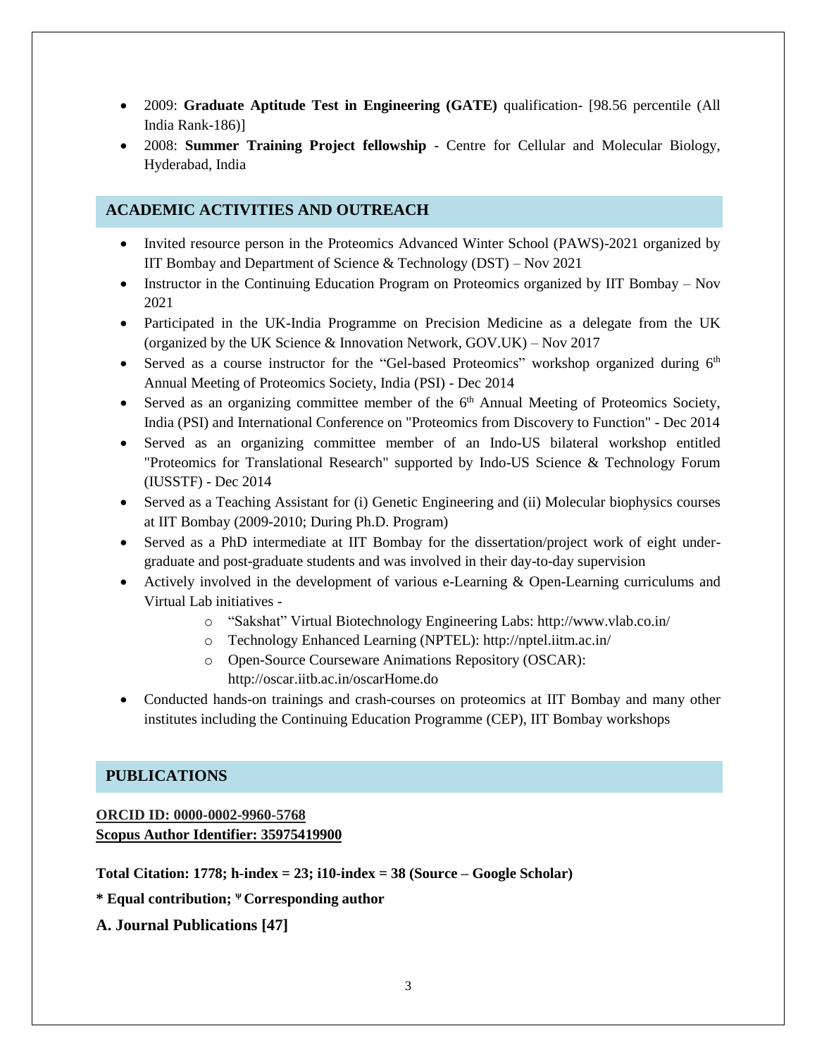- 2009: **Graduate Aptitude Test in Engineering (GATE)** qualification- [98.56 percentile (All India Rank-186)]
- 2008: **Summer Training Project fellowship** - Centre for Cellular and Molecular Biology, Hyderabad, India

## ACADEMIC ACTIVITIES AND OUTREACH

- Invited resource person in the Proteomics Advanced Winter School (PAWS)-2021 organized by IIT Bombay and Department of Science & Technology (DST) – Nov 2021
- Instructor in the Continuing Education Program on Proteomics organized by IIT Bombay – Nov 2021
- Participated in the UK-India Programme on Precision Medicine as a delegate from the UK (organized by the UK Science & Innovation Network, GOV.UK) – Nov 2017
- Served as a course instructor for the "Gel-based Proteomics" workshop organized during 6th Annual Meeting of Proteomics Society, India (PSI) - Dec 2014
- Served as an organizing committee member of the 6th Annual Meeting of Proteomics Society, India (PSI) and International Conference on "Proteomics from Discovery to Function" - Dec 2014
- Served as an organizing committee member of an Indo-US bilateral workshop entitled "Proteomics for Translational Research" supported by Indo-US Science & Technology Forum (IUSSTF) - Dec 2014
- Served as a Teaching Assistant for (i) Genetic Engineering and (ii) Molecular biophysics courses at IIT Bombay (2009-2010; During Ph.D. Program)
- Served as a PhD intermediate at IIT Bombay for the dissertation/project work of eight under-graduate and post-graduate students and was involved in their day-to-day supervision
- Actively involved in the development of various e-Learning & Open-Learning curriculums and Virtual Lab initiatives -
    - "Sakshat" Virtual Biotechnology Engineering Labs: http://www.vlab.co.in/
    - Technology Enhanced Learning (NPTEL): http://nptel.iitm.ac.in/
    - Open-Source Courseware Animations Repository (OSCAR): http://oscar.iitb.ac.in/oscarHome.do
- Conducted hands-on trainings and crash-courses on proteomics at IIT Bombay and many other institutes including the Continuing Education Programme (CEP), IIT Bombay workshops

## PUBLICATIONS

**ORCID ID: 0000-0002-9960-5768**
**Scopus Author Identifier: 35975419900**

**Total Citation: 1778; h-index = 23; i10-index = 38 (Source – Google Scholar)**

**\* Equal contribution; ᴪ Corresponding author**

### A. Journal Publications [47]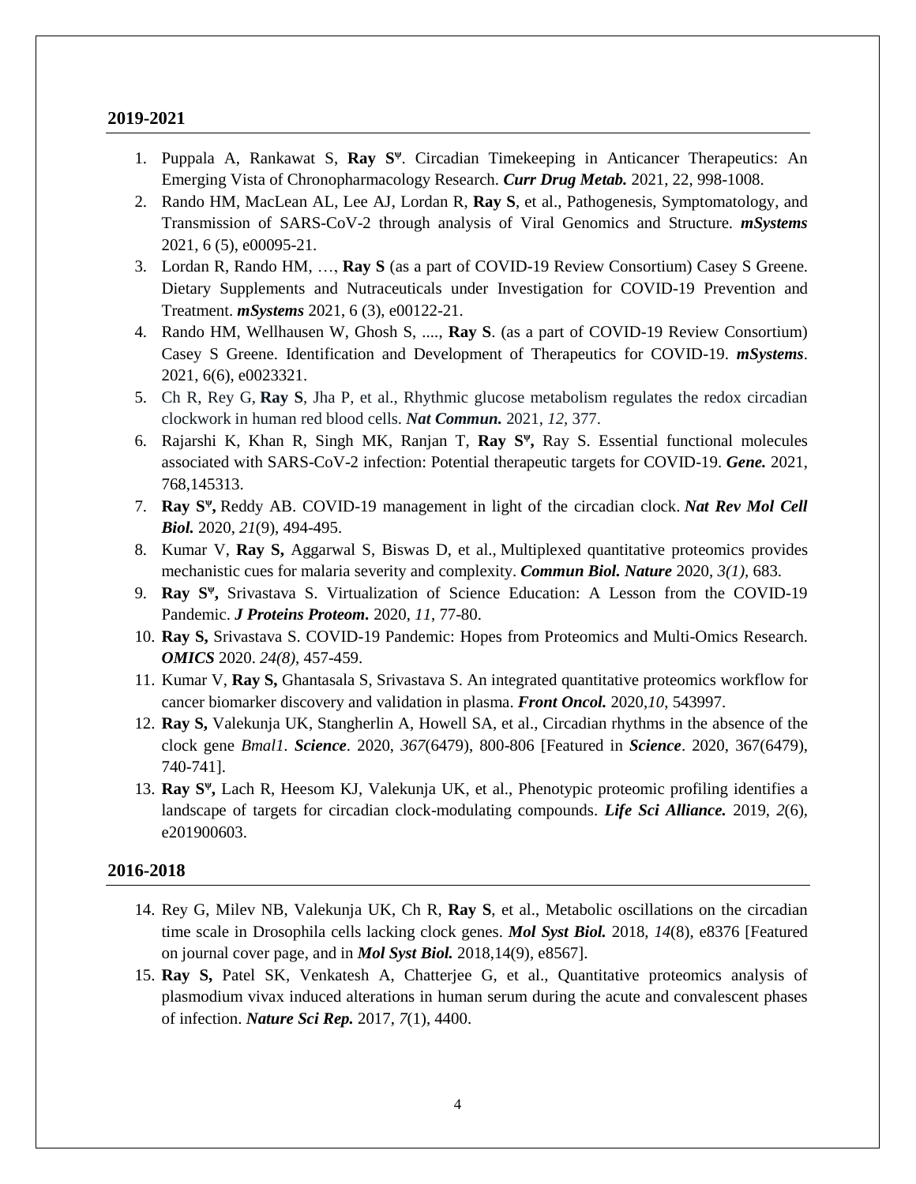## 2019-2021

1. Puppala A, Rankawat S, **Ray S**$^{\psi}$. Circadian Timekeeping in Anticancer Therapeutics: An Emerging Vista of Chronopharmacology Research. ***Curr Drug Metab.*** 2021, 22, 998-1008.
2. Rando HM, MacLean AL, Lee AJ, Lordan R, **Ray S**, et al., Pathogenesis, Symptomatology, and Transmission of SARS-CoV-2 through analysis of Viral Genomics and Structure. ***mSystems*** 2021, 6 (5), e00095-21.
3. Lordan R, Rando HM, …, **Ray S** (as a part of COVID-19 Review Consortium) Casey S Greene. Dietary Supplements and Nutraceuticals under Investigation for COVID-19 Prevention and Treatment. ***mSystems*** 2021, 6 (3), e00122-21.
4. Rando HM, Wellhausen W, Ghosh S, ...., **Ray S**. (as a part of COVID-19 Review Consortium) Casey S Greene. Identification and Development of Therapeutics for COVID-19. ***mSystems***. 2021, 6(6), e0023321.
5. Ch R, Rey G, **Ray S**, Jha P, et al., Rhythmic glucose metabolism regulates the redox circadian clockwork in human red blood cells. ***Nat Commun.*** 2021, *12*, 377.
6. Rajarshi K, Khan R, Singh MK, Ranjan T, **Ray S**$^{\psi}$**,** Ray S. Essential functional molecules associated with SARS-CoV-2 infection: Potential therapeutic targets for COVID-19. ***Gene.*** 2021, 768,145313.
7. **Ray S**$^{\psi}$**,** Reddy AB. COVID-19 management in light of the circadian clock. ***Nat Rev Mol Cell Biol.*** 2020, *21*(9), 494-495.
8. Kumar V, **Ray S,** Aggarwal S, Biswas D, et al., Multiplexed quantitative proteomics provides mechanistic cues for malaria severity and complexity. ***Commun Biol. Nature*** 2020, *3(1)*, 683.
9. **Ray S**$^{\psi}$**,** Srivastava S. Virtualization of Science Education: A Lesson from the COVID-19 Pandemic. ***J Proteins Proteom.*** 2020, *11*, 77-80.
10. **Ray S,** Srivastava S. COVID-19 Pandemic: Hopes from Proteomics and Multi-Omics Research. ***OMICS*** 2020. *24(8)*, 457-459.
11. Kumar V, **Ray S,** Ghantasala S, Srivastava S. An integrated quantitative proteomics workflow for cancer biomarker discovery and validation in plasma. ***Front Oncol.*** 2020,*10*, 543997.
12. **Ray S,** Valekunja UK, Stangherlin A, Howell SA, et al., Circadian rhythms in the absence of the clock gene *Bmal1*. ***Science***. 2020, *367*(6479), 800-806 [Featured in ***Science***. 2020, 367(6479), 740-741].
13. **Ray S**$^{\psi}$**,** Lach R, Heesom KJ, Valekunja UK, et al., Phenotypic proteomic profiling identifies a landscape of targets for circadian clock-modulating compounds. ***Life Sci Alliance.*** 2019, *2*(6), e201900603.

## 2016-2018

14. Rey G, Milev NB, Valekunja UK, Ch R, **Ray S**, et al., Metabolic oscillations on the circadian time scale in Drosophila cells lacking clock genes. ***Mol Syst Biol.*** 2018, *14*(8), e8376 [Featured on journal cover page, and in ***Mol Syst Biol.*** 2018,14(9), e8567].
15. **Ray S,** Patel SK, Venkatesh A, Chatterjee G, et al., Quantitative proteomics analysis of plasmodium vivax induced alterations in human serum during the acute and convalescent phases of infection. ***Nature Sci Rep.*** 2017, *7*(1), 4400.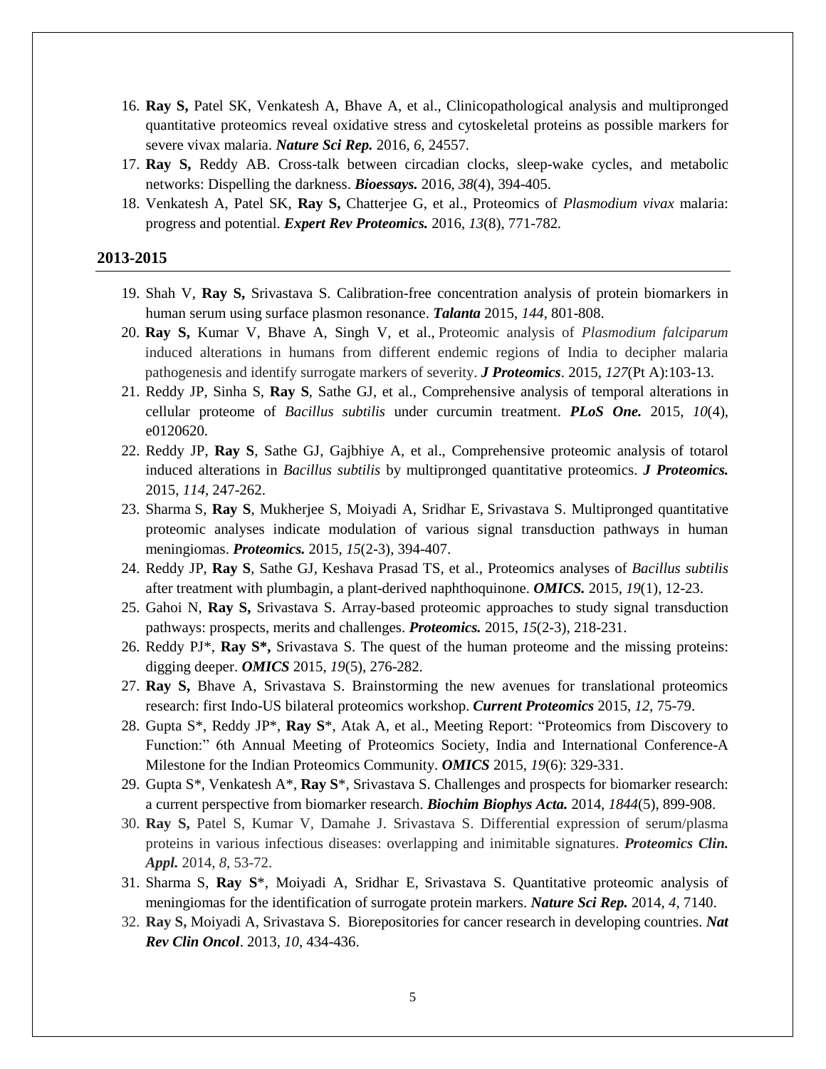16. **Ray S,** Patel SK, Venkatesh A, Bhave A, et al., Clinicopathological analysis and multipronged quantitative proteomics reveal oxidative stress and cytoskeletal proteins as possible markers for severe vivax malaria. ***Nature Sci Rep.*** 2016, *6*, 24557.
17. **Ray S,** Reddy AB. Cross-talk between circadian clocks, sleep-wake cycles, and metabolic networks: Dispelling the darkness. ***Bioessays.*** 2016, *38*(4), 394-405.
18. Venkatesh A, Patel SK, **Ray S,** Chatterjee G, et al., Proteomics of *Plasmodium vivax* malaria: progress and potential. ***Expert Rev Proteomics.*** 2016, *13*(8), 771-782.

## 2013-2015

19. Shah V, **Ray S,** Srivastava S. Calibration-free concentration analysis of protein biomarkers in human serum using surface plasmon resonance. ***Talanta*** 2015, *144*, 801-808.
20. **Ray S,** Kumar V, Bhave A, Singh V, et al., Proteomic analysis of *Plasmodium falciparum* induced alterations in humans from different endemic regions of India to decipher malaria pathogenesis and identify surrogate markers of severity. ***J Proteomics***. 2015, *127*(Pt A):103-13.
21. Reddy JP, Sinha S, **Ray S**, Sathe GJ, et al., Comprehensive analysis of temporal alterations in cellular proteome of *Bacillus subtilis* under curcumin treatment. ***PLoS One.*** 2015, *10*(4), e0120620.
22. Reddy JP, **Ray S**, Sathe GJ, Gajbhiye A, et al., Comprehensive proteomic analysis of totarol induced alterations in *Bacillus subtilis* by multipronged quantitative proteomics. ***J Proteomics.*** 2015, *114*, 247-262.
23. Sharma S, **Ray S**, Mukherjee S, Moiyadi A, Sridhar E, Srivastava S. Multipronged quantitative proteomic analyses indicate modulation of various signal transduction pathways in human meningiomas. ***Proteomics.*** 2015, *15*(2-3), 394-407.
24. Reddy JP, **Ray S**, Sathe GJ, Keshava Prasad TS, et al., Proteomics analyses of *Bacillus subtilis* after treatment with plumbagin, a plant-derived naphthoquinone. ***OMICS.*** 2015, *19*(1), 12-23.
25. Gahoi N, **Ray S,** Srivastava S. Array-based proteomic approaches to study signal transduction pathways: prospects, merits and challenges. ***Proteomics.*** 2015, *15*(2-3), 218-231.
26. Reddy PJ*, **Ray S*,** Srivastava S. The quest of the human proteome and the missing proteins: digging deeper. ***OMICS*** 2015, *19*(5), 276-282.
27. **Ray S,** Bhave A, Srivastava S. Brainstorming the new avenues for translational proteomics research: first Indo-US bilateral proteomics workshop. ***Current Proteomics*** 2015, *12*, 75-79.
28. Gupta S*, Reddy JP*, **Ray S***, Atak A, et al., Meeting Report: "Proteomics from Discovery to Function:" 6th Annual Meeting of Proteomics Society, India and International Conference-A Milestone for the Indian Proteomics Community. ***OMICS*** 2015, *19*(6): 329-331.
29. Gupta S*, Venkatesh A*, **Ray S***, Srivastava S. Challenges and prospects for biomarker research: a current perspective from biomarker research. ***Biochim Biophys Acta.*** 2014, *1844*(5), 899-908.
30. **Ray S,** Patel S, Kumar V, Damahe J. Srivastava S. Differential expression of serum/plasma proteins in various infectious diseases: overlapping and inimitable signatures. ***Proteomics Clin. Appl.*** 2014, *8*, 53-72.
31. Sharma S, **Ray S***, Moiyadi A, Sridhar E, Srivastava S. Quantitative proteomic analysis of meningiomas for the identification of surrogate protein markers. ***Nature Sci Rep.*** 2014, *4*, 7140.
32. **Ray S,** Moiyadi A, Srivastava S. Biorepositories for cancer research in developing countries. ***Nat Rev Clin Oncol***. 2013, *10*, 434-436.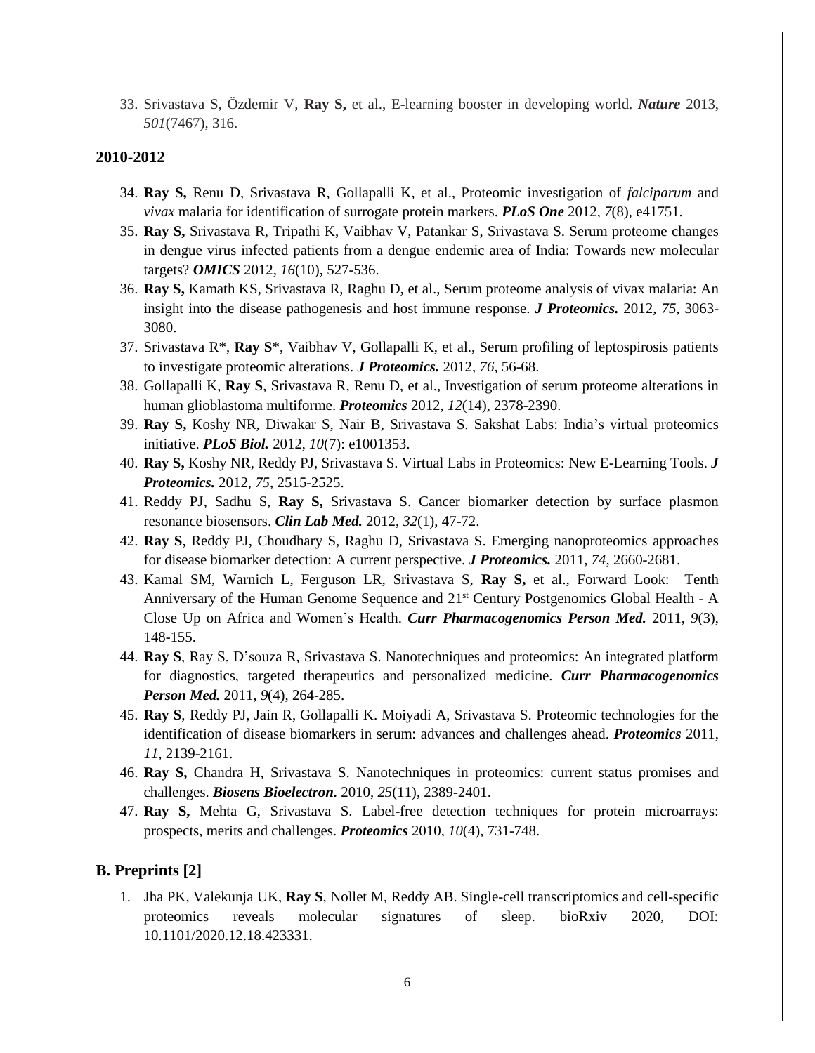33. Srivastava S, Özdemir V, **Ray S,** et al., E-learning booster in developing world. ***Nature*** 2013, *501*(7467), 316.

### 2010-2012

34. **Ray S,** Renu D, Srivastava R, Gollapalli K, et al., Proteomic investigation of *falciparum* and *vivax* malaria for identification of surrogate protein markers. ***PLoS One*** 2012, *7*(8), e41751.
35. **Ray S,** Srivastava R, Tripathi K, Vaibhav V, Patankar S, Srivastava S. Serum proteome changes in dengue virus infected patients from a dengue endemic area of India: Towards new molecular targets? ***OMICS*** 2012, *16*(10), 527-536.
36. **Ray S,** Kamath KS, Srivastava R, Raghu D, et al., Serum proteome analysis of vivax malaria: An insight into the disease pathogenesis and host immune response. ***J Proteomics.*** 2012, *75*, 3063-3080.
37. Srivastava R*, **Ray S***, Vaibhav V, Gollapalli K, et al., Serum profiling of leptospirosis patients to investigate proteomic alterations. ***J Proteomics.*** 2012, *76*, 56-68.
38. Gollapalli K, **Ray S**, Srivastava R, Renu D, et al., Investigation of serum proteome alterations in human glioblastoma multiforme. ***Proteomics*** 2012, *12*(14), 2378-2390.
39. **Ray S,** Koshy NR, Diwakar S, Nair B, Srivastava S. Sakshat Labs: India's virtual proteomics initiative. ***PLoS Biol.*** 2012, *10*(7): e1001353.
40. **Ray S,** Koshy NR, Reddy PJ, Srivastava S. Virtual Labs in Proteomics: New E-Learning Tools. ***J Proteomics.*** 2012, *75*, 2515-2525.
41. Reddy PJ, Sadhu S, **Ray S,** Srivastava S. Cancer biomarker detection by surface plasmon resonance biosensors. ***Clin Lab Med.*** 2012, *32*(1), 47-72.
42. **Ray S**, Reddy PJ, Choudhary S, Raghu D, Srivastava S. Emerging nanoproteomics approaches for disease biomarker detection: A current perspective. ***J Proteomics.*** 2011, *74*, 2660-2681.
43. Kamal SM, Warnich L, Ferguson LR, Srivastava S, **Ray S,** et al., Forward Look: Tenth Anniversary of the Human Genome Sequence and 21st Century Postgenomics Global Health - A Close Up on Africa and Women's Health. ***Curr Pharmacogenomics Person Med.*** 2011, *9*(3), 148-155.
44. **Ray S**, Ray S, D'souza R, Srivastava S. Nanotechniques and proteomics: An integrated platform for diagnostics, targeted therapeutics and personalized medicine. ***Curr Pharmacogenomics Person Med.*** 2011, *9*(4), 264-285.
45. **Ray S**, Reddy PJ, Jain R, Gollapalli K. Moiyadi A, Srivastava S. Proteomic technologies for the identification of disease biomarkers in serum: advances and challenges ahead. ***Proteomics*** 2011, *11*, 2139-2161.
46. **Ray S,** Chandra H, Srivastava S. Nanotechniques in proteomics: current status promises and challenges. ***Biosens Bioelectron.*** 2010, *25*(11), 2389-2401.
47. **Ray S,** Mehta G, Srivastava S. Label-free detection techniques for protein microarrays: prospects, merits and challenges. ***Proteomics*** 2010, *10*(4), 731-748.

## B. Preprints [2]

1. Jha PK, Valekunja UK, **Ray S**, Nollet M, Reddy AB. Single-cell transcriptomics and cell-specific proteomics reveals molecular signatures of sleep. bioRxiv 2020, DOI: 10.1101/2020.12.18.423331.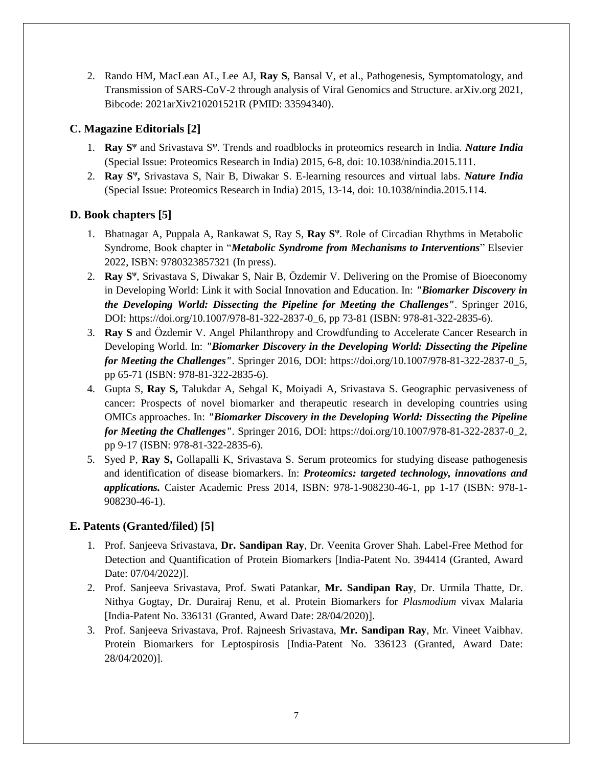2. Rando HM, MacLean AL, Lee AJ, **Ray S**, Bansal V, et al., Pathogenesis, Symptomatology, and Transmission of SARS-CoV-2 through analysis of Viral Genomics and Structure. arXiv.org 2021, Bibcode: 2021arXiv210201521R (PMID: 33594340).

### C. Magazine Editorials [2]

1. **Ray S**ᴪ and Srivastava Sᴪ. Trends and roadblocks in proteomics research in India. ***Nature India*** (Special Issue: Proteomics Research in India) 2015, 6-8, doi: 10.1038/nindia.2015.111.
2. **Ray S**ᴪ**,** Srivastava S, Nair B, Diwakar S. E-learning resources and virtual labs. ***Nature India*** (Special Issue: Proteomics Research in India) 2015, 13-14, doi: 10.1038/nindia.2015.114.

### D. Book chapters [5]

1. Bhatnagar A, Puppala A, Rankawat S, Ray S, **Ray S**ᴪ. Role of Circadian Rhythms in Metabolic Syndrome, Book chapter in "***Metabolic Syndrome from Mechanisms to Interventions***" Elsevier 2022, ISBN: 9780323857321 (In press).
2. **Ray S**ᴪ, Srivastava S, Diwakar S, Nair B, Özdemir V. Delivering on the Promise of Bioeconomy in Developing World: Link it with Social Innovation and Education. In: ***"Biomarker Discovery in the Developing World: Dissecting the Pipeline for Meeting the Challenges"***. Springer 2016, DOI: https://doi.org/10.1007/978-81-322-2837-0_6, pp 73-81 (ISBN: 978-81-322-2835-6).
3. **Ray S** and Özdemir V. Angel Philanthropy and Crowdfunding to Accelerate Cancer Research in Developing World. In: ***"Biomarker Discovery in the Developing World: Dissecting the Pipeline for Meeting the Challenges"***. Springer 2016, DOI: https://doi.org/10.1007/978-81-322-2837-0_5, pp 65-71 (ISBN: 978-81-322-2835-6).
4. Gupta S, **Ray S,** Talukdar A, Sehgal K, Moiyadi A, Srivastava S. Geographic pervasiveness of cancer: Prospects of novel biomarker and therapeutic research in developing countries using OMICs approaches. In: ***"Biomarker Discovery in the Developing World: Dissecting the Pipeline for Meeting the Challenges"***. Springer 2016, DOI: https://doi.org/10.1007/978-81-322-2837-0_2, pp 9-17 (ISBN: 978-81-322-2835-6).
5. Syed P, **Ray S,** Gollapalli K, Srivastava S. Serum proteomics for studying disease pathogenesis and identification of disease biomarkers. In: ***Proteomics: targeted technology, innovations and applications.*** Caister Academic Press 2014, ISBN: 978-1-908230-46-1, pp 1-17 (ISBN: 978-1-908230-46-1).

### E. Patents (Granted/filed) [5]

1. Prof. Sanjeeva Srivastava, **Dr. Sandipan Ray**, Dr. Veenita Grover Shah. Label-Free Method for Detection and Quantification of Protein Biomarkers [India-Patent No. 394414 (Granted, Award Date: 07/04/2022)].
2. Prof. Sanjeeva Srivastava, Prof. Swati Patankar, **Mr. Sandipan Ray**, Dr. Urmila Thatte, Dr. Nithya Gogtay, Dr. Durairaj Renu, et al. Protein Biomarkers for *Plasmodium* vivax Malaria [India-Patent No. 336131 (Granted, Award Date: 28/04/2020)].
3. Prof. Sanjeeva Srivastava, Prof. Rajneesh Srivastava, **Mr. Sandipan Ray**, Mr. Vineet Vaibhav. Protein Biomarkers for Leptospirosis [India-Patent No. 336123 (Granted, Award Date: 28/04/2020)].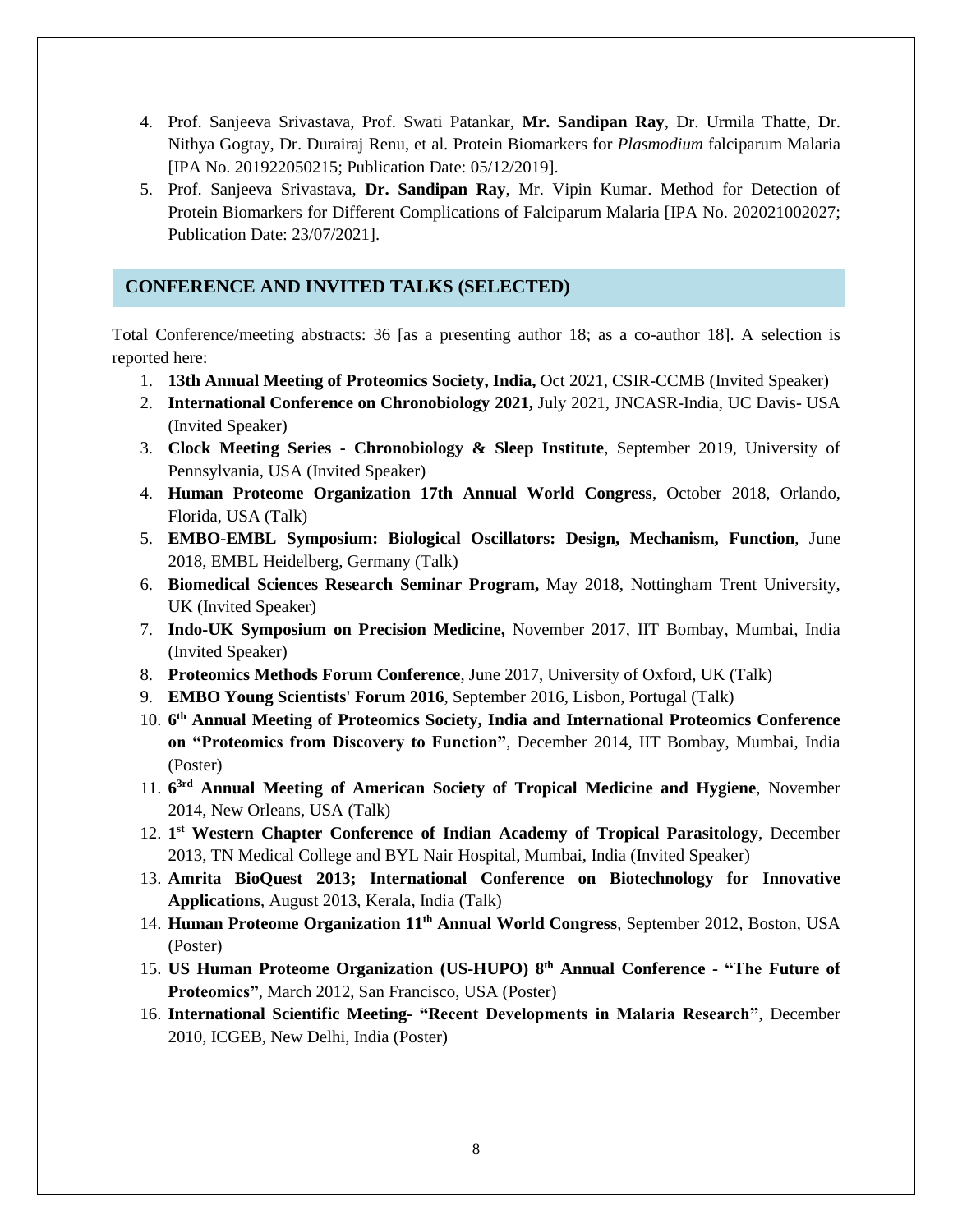4. Prof. Sanjeeva Srivastava, Prof. Swati Patankar, **Mr. Sandipan Ray**, Dr. Urmila Thatte, Dr. Nithya Gogtay, Dr. Durairaj Renu, et al. Protein Biomarkers for *Plasmodium* falciparum Malaria [IPA No. 201922050215; Publication Date: 05/12/2019].
5. Prof. Sanjeeva Srivastava, **Dr. Sandipan Ray**, Mr. Vipin Kumar. Method for Detection of Protein Biomarkers for Different Complications of Falciparum Malaria [IPA No. 202021002027; Publication Date: 23/07/2021].

## CONFERENCE AND INVITED TALKS (SELECTED)

Total Conference/meeting abstracts: 36 [as a presenting author 18; as a co-author 18]. A selection is reported here:

1. **13th Annual Meeting of Proteomics Society, India,** Oct 2021, CSIR-CCMB (Invited Speaker)
2. **International Conference on Chronobiology 2021,** July 2021, JNCASR-India, UC Davis- USA (Invited Speaker)
3. **Clock Meeting Series - Chronobiology & Sleep Institute**, September 2019, University of Pennsylvania, USA (Invited Speaker)
4. **Human Proteome Organization 17th Annual World Congress**, October 2018, Orlando, Florida, USA (Talk)
5. **EMBO-EMBL Symposium: Biological Oscillators: Design, Mechanism, Function**, June 2018, EMBL Heidelberg, Germany (Talk)
6. **Biomedical Sciences Research Seminar Program,** May 2018, Nottingham Trent University, UK (Invited Speaker)
7. **Indo-UK Symposium on Precision Medicine,** November 2017, IIT Bombay, Mumbai, India (Invited Speaker)
8. **Proteomics Methods Forum Conference**, June 2017, University of Oxford, UK (Talk)
9. **EMBO Young Scientists' Forum 2016**, September 2016, Lisbon, Portugal (Talk)
10. **6th Annual Meeting of Proteomics Society, India and International Proteomics Conference on "Proteomics from Discovery to Function"**, December 2014, IIT Bombay, Mumbai, India (Poster)
11. **63rd Annual Meeting of American Society of Tropical Medicine and Hygiene**, November 2014, New Orleans, USA (Talk)
12. **1st Western Chapter Conference of Indian Academy of Tropical Parasitology**, December 2013, TN Medical College and BYL Nair Hospital, Mumbai, India (Invited Speaker)
13. **Amrita BioQuest 2013; International Conference on Biotechnology for Innovative Applications**, August 2013, Kerala, India (Talk)
14. **Human Proteome Organization 11th Annual World Congress**, September 2012, Boston, USA (Poster)
15. **US Human Proteome Organization (US-HUPO) 8th Annual Conference - "The Future of Proteomics"**, March 2012, San Francisco, USA (Poster)
16. **International Scientific Meeting- "Recent Developments in Malaria Research"**, December 2010, ICGEB, New Delhi, India (Poster)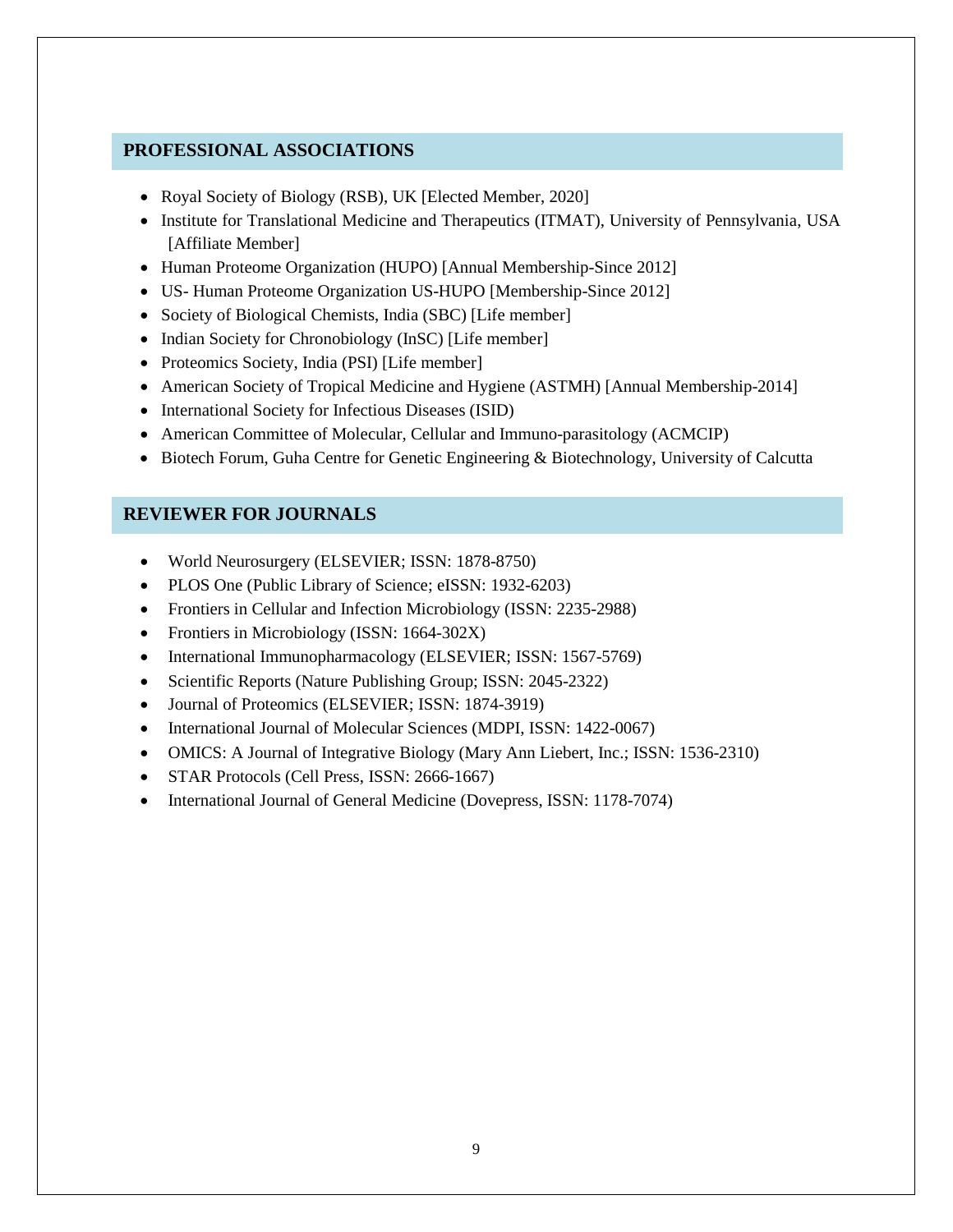## PROFESSIONAL ASSOCIATIONS

- Royal Society of Biology (RSB), UK [Elected Member, 2020]
- Institute for Translational Medicine and Therapeutics (ITMAT), University of Pennsylvania, USA [Affiliate Member]
- Human Proteome Organization (HUPO) [Annual Membership-Since 2012]
- US- Human Proteome Organization US-HUPO [Membership-Since 2012]
- Society of Biological Chemists, India (SBC) [Life member]
- Indian Society for Chronobiology (InSC) [Life member]
- Proteomics Society, India (PSI) [Life member]
- American Society of Tropical Medicine and Hygiene (ASTMH) [Annual Membership-2014]
- International Society for Infectious Diseases (ISID)
- American Committee of Molecular, Cellular and Immuno-parasitology (ACMCIP)
- Biotech Forum, Guha Centre for Genetic Engineering & Biotechnology, University of Calcutta

## REVIEWER FOR JOURNALS

- World Neurosurgery (ELSEVIER; ISSN: 1878-8750)
- PLOS One (Public Library of Science; eISSN: 1932-6203)
- Frontiers in Cellular and Infection Microbiology (ISSN: 2235-2988)
- Frontiers in Microbiology (ISSN: 1664-302X)
- International Immunopharmacology (ELSEVIER; ISSN: 1567-5769)
- Scientific Reports (Nature Publishing Group; ISSN: 2045-2322)
- Journal of Proteomics (ELSEVIER; ISSN: 1874-3919)
- International Journal of Molecular Sciences (MDPI, ISSN: 1422-0067)
- OMICS: A Journal of Integrative Biology (Mary Ann Liebert, Inc.; ISSN: 1536-2310)
- STAR Protocols (Cell Press, ISSN: 2666-1667)
- International Journal of General Medicine (Dovepress, ISSN: 1178-7074)